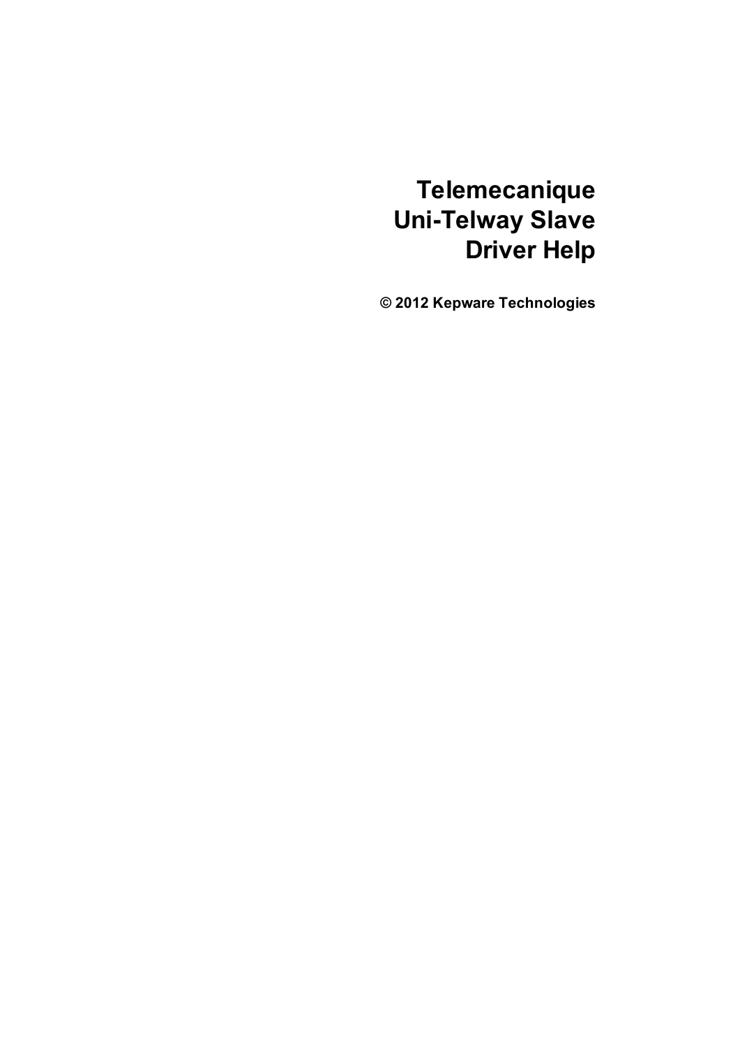# Telemecanique Uni-Telway Slave Driver Help

**© 2012 Kepware Technologies**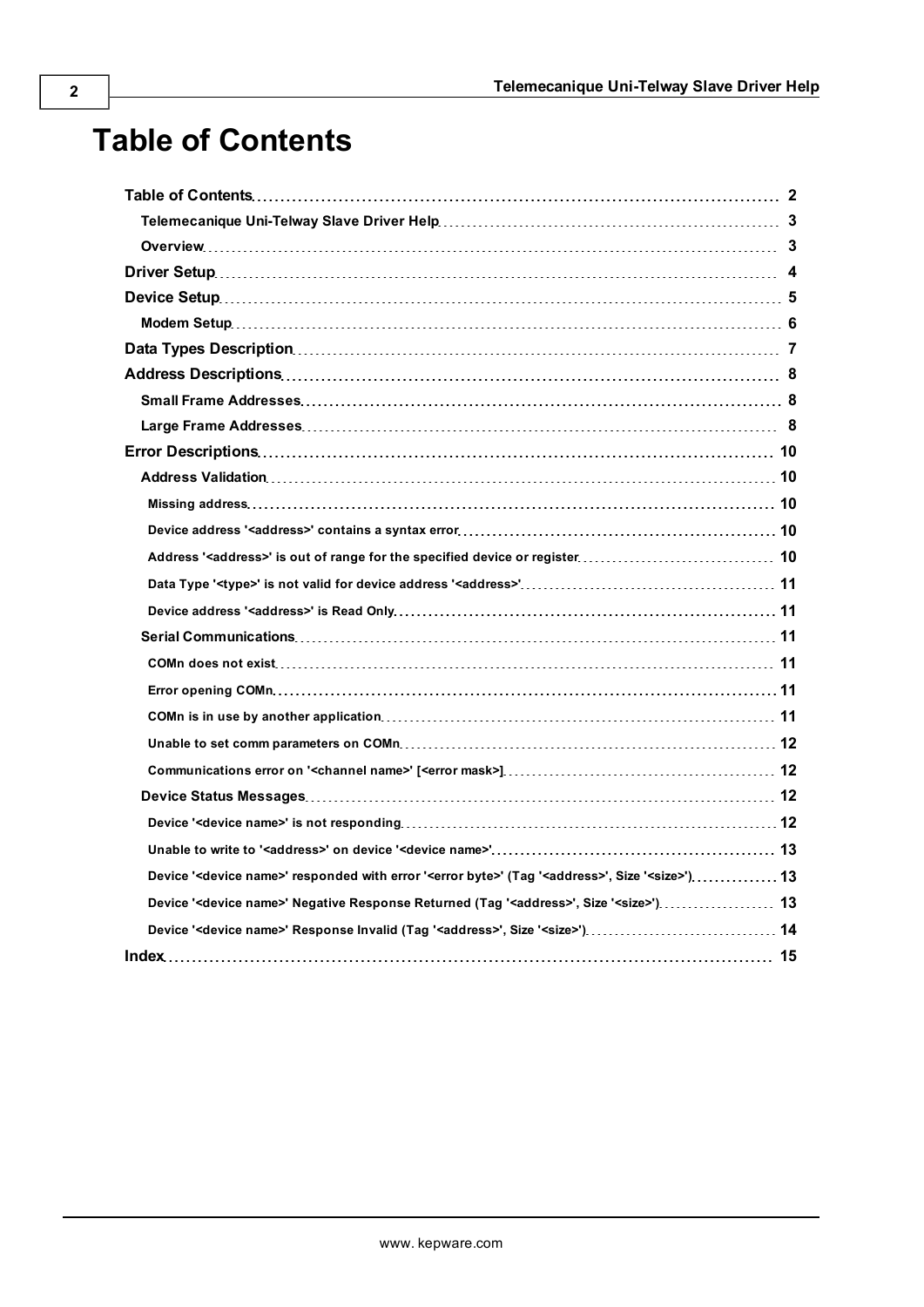# Table of Contents

- **Table of Contents** ... 2
  - **Telemecanique Uni-Telway Slave Driver Help** ... 3
  - **Overview** ... 3
- **Driver Setup** ... 4
- **Device Setup** ... 5
  - **Modem Setup** ... 6
- **Data Types Description** ... 7
- **Address Descriptions** ... 8
  - **Small Frame Addresses** ... 8
  - **Large Frame Addresses** ... 8
- **Error Descriptions** ... 10
  - **Address Validation** ... 10
    - Missing address ... 10
    - Device address '<address>' contains a syntax error ... 10
    - Address '<address>' is out of range for the specified device or register ... 10
    - Data Type '<type>' is not valid for device address '<address>' ... 11
    - Device address '<address>' is Read Only ... 11
  - **Serial Communications** ... 11
    - COMn does not exist ... 11
    - Error opening COMn ... 11
    - COMn is in use by another application ... 11
    - Unable to set comm parameters on COMn ... 12
    - Communications error on '<channel name>' [<error mask>] ... 12
  - **Device Status Messages** ... 12
    - Device '<device name>' is not responding ... 12
    - Unable to write to '<address>' on device '<device name>' ... 13
    - Device '<device name>' responded with error '<error byte>' (Tag '<address>', Size '<size>') ... 13
    - Device '<device name>' Negative Response Returned (Tag '<address>', Size '<size>') ... 13
    - Device '<device name>' Response Invalid (Tag '<address>', Size '<size>') ... 14
- **Index** ... 15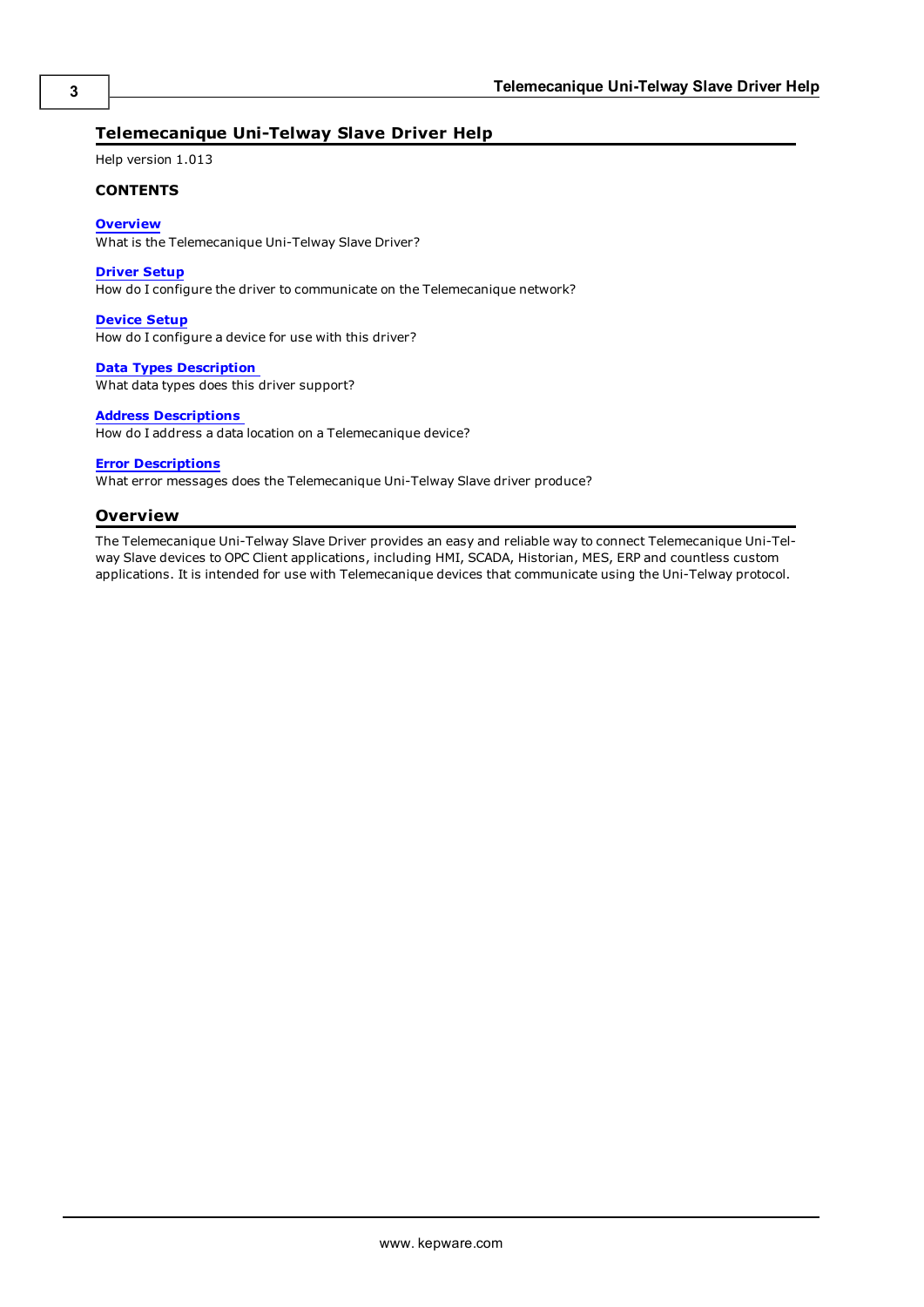# Telemecanique Uni-Telway Slave Driver Help

Help version 1.013

**CONTENTS**

**Overview**
What is the Telemecanique Uni-Telway Slave Driver?

**Driver Setup**
How do I configure the driver to communicate on the Telemecanique network?

**Device Setup**
How do I configure a device for use with this driver?

**Data Types Description**
What data types does this driver support?

**Address Descriptions**
How do I address a data location on a Telemecanique device?

**Error Descriptions**
What error messages does the Telemecanique Uni-Telway Slave driver produce?

## Overview

The Telemecanique Uni-Telway Slave Driver provides an easy and reliable way to connect Telemecanique Uni-Telway Slave devices to OPC Client applications, including HMI, SCADA, Historian, MES, ERP and countless custom applications. It is intended for use with Telemecanique devices that communicate using the Uni-Telway protocol.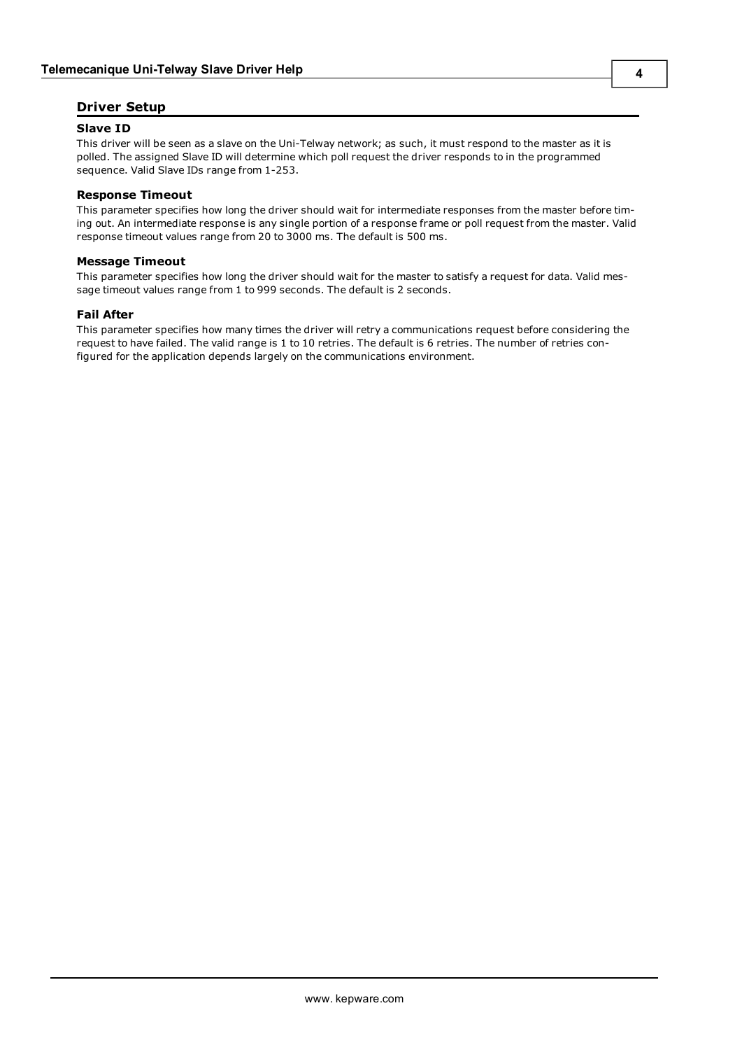# Driver Setup

### Slave ID

This driver will be seen as a slave on the Uni-Telway network; as such, it must respond to the master as it is polled. The assigned Slave ID will determine which poll request the driver responds to in the programmed sequence. Valid Slave IDs range from 1-253.

### Response Timeout

This parameter specifies how long the driver should wait for intermediate responses from the master before timing out. An intermediate response is any single portion of a response frame or poll request from the master. Valid response timeout values range from 20 to 3000 ms. The default is 500 ms.

### Message Timeout

This parameter specifies how long the driver should wait for the master to satisfy a request for data. Valid message timeout values range from 1 to 999 seconds. The default is 2 seconds.

### Fail After

This parameter specifies how many times the driver will retry a communications request before considering the request to have failed. The valid range is 1 to 10 retries. The default is 6 retries. The number of retries configured for the application depends largely on the communications environment.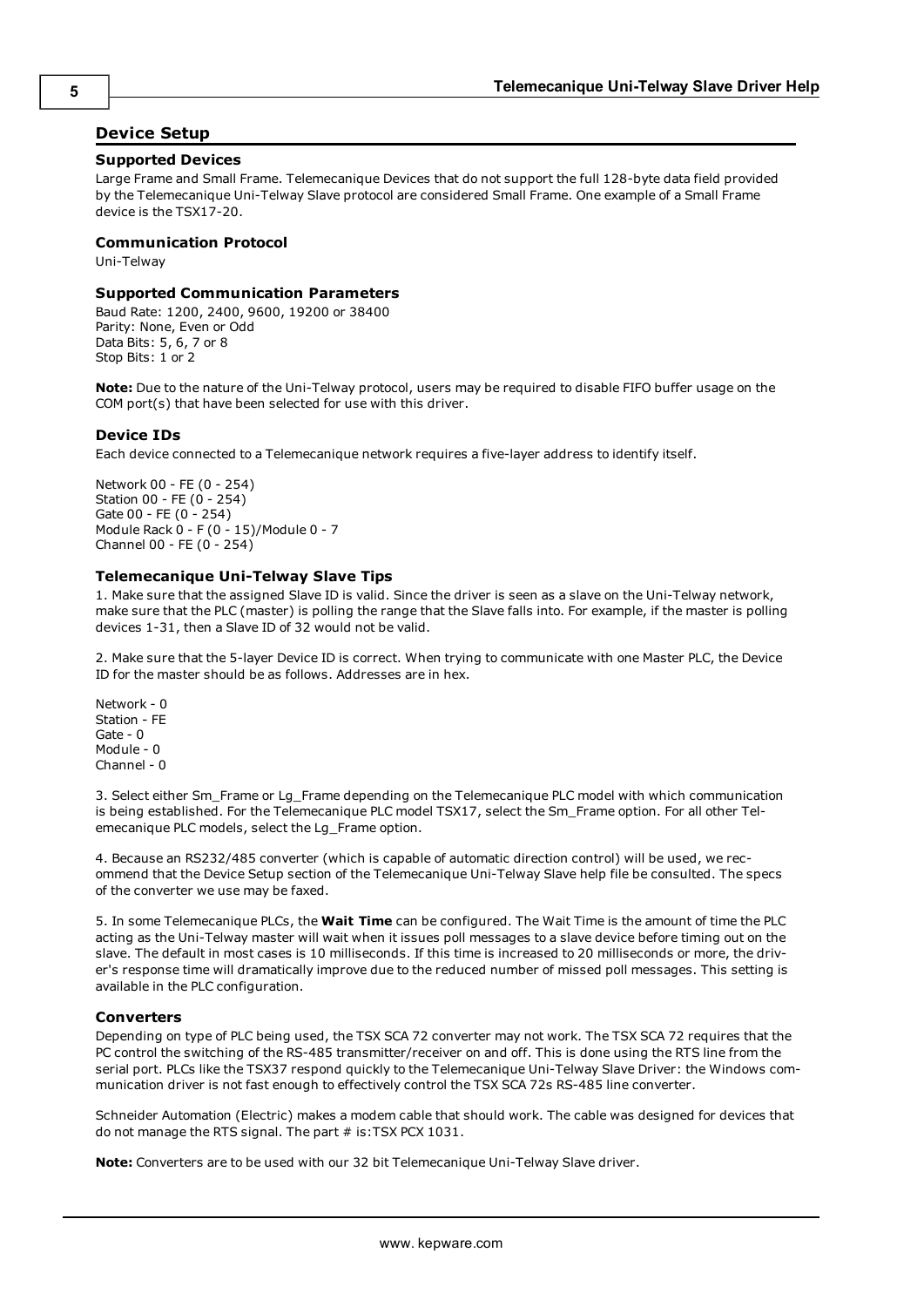## Device Setup

### Supported Devices

Large Frame and Small Frame. Telemecanique Devices that do not support the full 128-byte data field provided by the Telemecanique Uni-Telway Slave protocol are considered Small Frame. One example of a Small Frame device is the TSX17-20.

### Communication Protocol

Uni-Telway

### Supported Communication Parameters

Baud Rate: 1200, 2400, 9600, 19200 or 38400
Parity: None, Even or Odd
Data Bits: 5, 6, 7 or 8
Stop Bits: 1 or 2

**Note:** Due to the nature of the Uni-Telway protocol, users may be required to disable FIFO buffer usage on the COM port(s) that have been selected for use with this driver.

### Device IDs

Each device connected to a Telemecanique network requires a five-layer address to identify itself.

Network 00 - FE (0 - 254)
Station 00 - FE (0 - 254)
Gate 00 - FE (0 - 254)
Module Rack 0 - F (0 - 15)/Module 0 - 7
Channel 00 - FE (0 - 254)

### Telemecanique Uni-Telway Slave Tips

1. Make sure that the assigned Slave ID is valid. Since the driver is seen as a slave on the Uni-Telway network, make sure that the PLC (master) is polling the range that the Slave falls into. For example, if the master is polling devices 1-31, then a Slave ID of 32 would not be valid.

2. Make sure that the 5-layer Device ID is correct. When trying to communicate with one Master PLC, the Device ID for the master should be as follows. Addresses are in hex.

Network - 0
Station - FE
Gate - 0
Module - 0
Channel - 0

3. Select either Sm_Frame or Lg_Frame depending on the Telemecanique PLC model with which communication is being established. For the Telemecanique PLC model TSX17, select the Sm_Frame option. For all other Telemecanique PLC models, select the Lg_Frame option.

4. Because an RS232/485 converter (which is capable of automatic direction control) will be used, we recommend that the Device Setup section of the Telemecanique Uni-Telway Slave help file be consulted. The specs of the converter we use may be faxed.

5. In some Telemecanique PLCs, the **Wait Time** can be configured. The Wait Time is the amount of time the PLC acting as the Uni-Telway master will wait when it issues poll messages to a slave device before timing out on the slave. The default in most cases is 10 milliseconds. If this time is increased to 20 milliseconds or more, the driver's response time will dramatically improve due to the reduced number of missed poll messages. This setting is available in the PLC configuration.

### Converters

Depending on type of PLC being used, the TSX SCA 72 converter may not work. The TSX SCA 72 requires that the PC control the switching of the RS-485 transmitter/receiver on and off. This is done using the RTS line from the serial port. PLCs like the TSX37 respond quickly to the Telemecanique Uni-Telway Slave Driver: the Windows communication driver is not fast enough to effectively control the TSX SCA 72s RS-485 line converter.

Schneider Automation (Electric) makes a modem cable that should work. The cable was designed for devices that do not manage the RTS signal. The part # is:TSX PCX 1031.

**Note:** Converters are to be used with our 32 bit Telemecanique Uni-Telway Slave driver.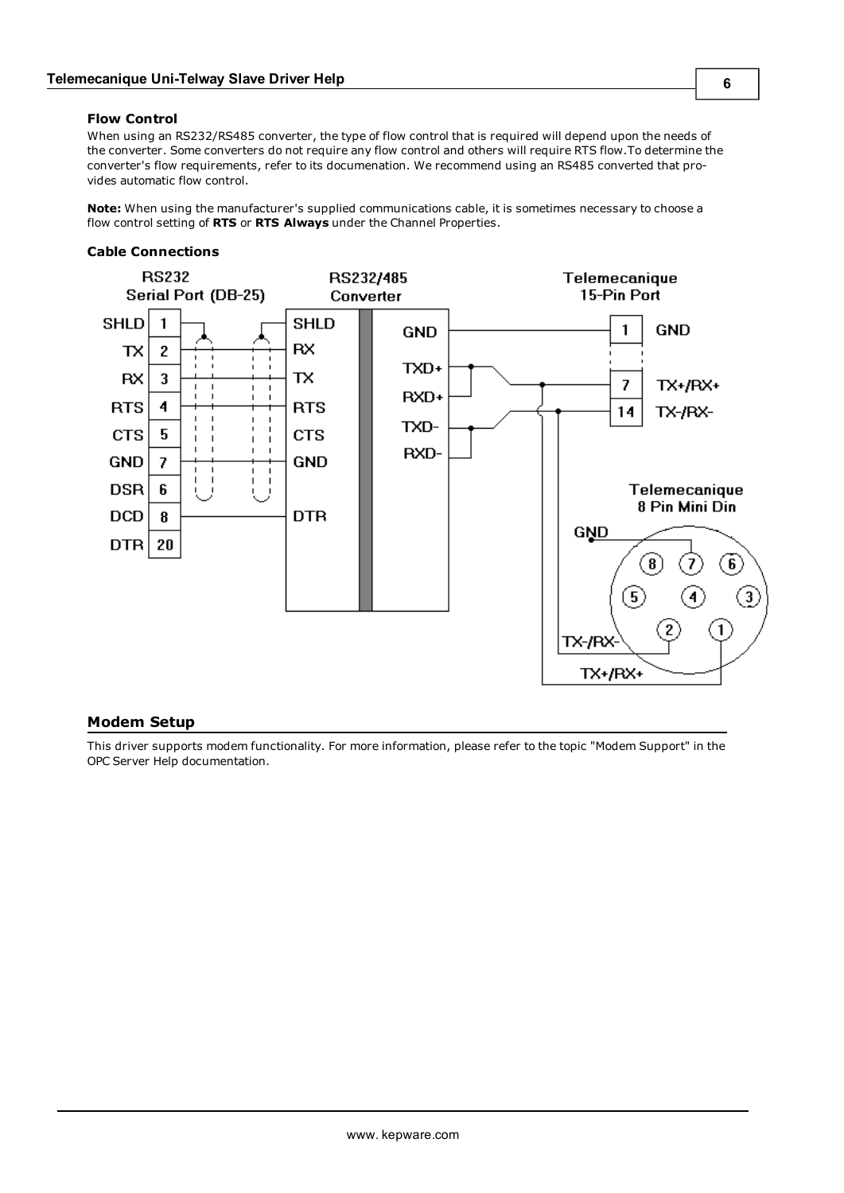### Flow Control

When using an RS232/RS485 converter, the type of flow control that is required will depend upon the needs of the converter. Some converters do not require any flow control and others will require RTS flow.To determine the converter's flow requirements, refer to its documenation. We recommend using an RS485 converted that provides automatic flow control.

**Note:** When using the manufacturer's supplied communications cable, it is sometimes necessary to choose a flow control setting of **RTS** or **RTS Always** under the Channel Properties.

### Cable Connections

RS232
Serial Port (DB-25)

SHLD 1
TX 2
RX 3
RTS 4
CTS 5
GND 7
DSR 6
DCD 8
DTR 20

RS232/485
Converter

SHLD
RX
TX
RTS
CTS
GND
DTR

GND
TXD+
RXD+
TXD-
RXD-

Telemecanique
15-Pin Port

1 GND
7 TX+/RX+
14 TX-/RX-

Telemecanique
8 Pin Mini Din

GND
8 7 6
5 4 3
2 1
TX-/RX-
TX+/RX+

## Modem Setup

This driver supports modem functionality. For more information, please refer to the topic "Modem Support" in the OPC Server Help documentation.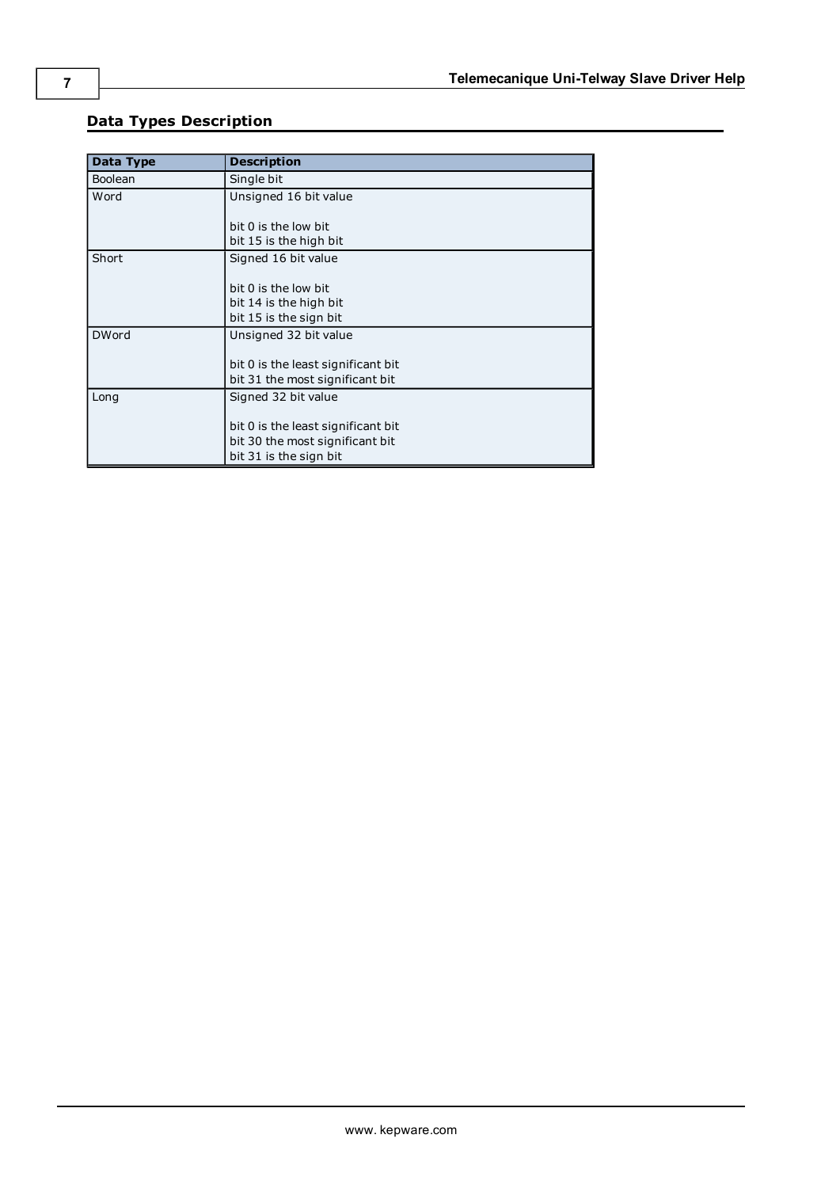## Data Types Description

| Data Type | Description |
| --- | --- |
| Boolean | Single bit |
| Word | Unsigned 16 bit value<br><br>bit 0 is the low bit<br>bit 15 is the high bit |
| Short | Signed 16 bit value<br><br>bit 0 is the low bit<br>bit 14 is the high bit<br>bit 15 is the sign bit |
| DWord | Unsigned 32 bit value<br><br>bit 0 is the least significant bit<br>bit 31 the most significant bit |
| Long | Signed 32 bit value<br><br>bit 0 is the least significant bit<br>bit 30 the most significant bit<br>bit 31 is the sign bit |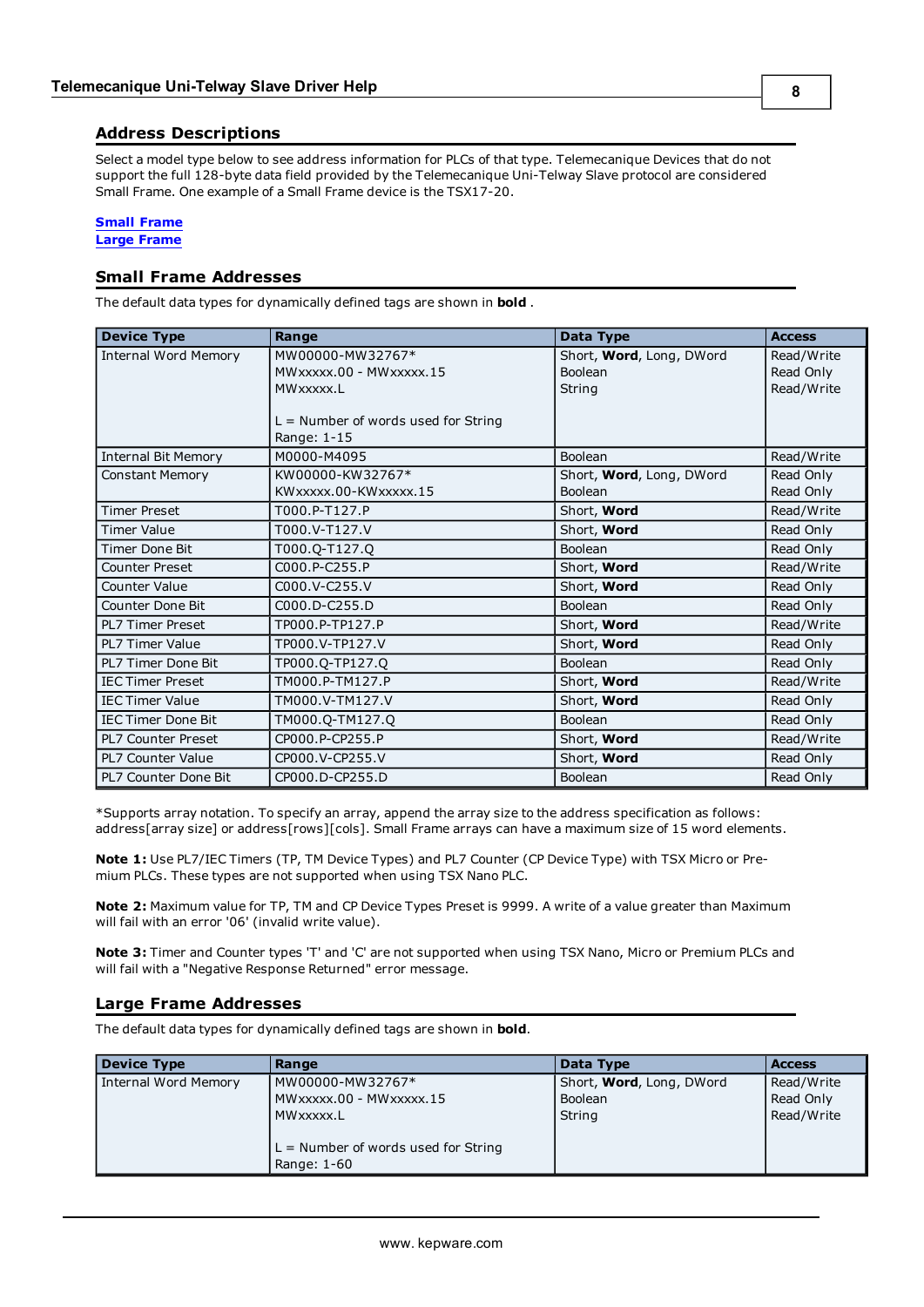## Address Descriptions

Select a model type below to see address information for PLCs of that type. Telemecanique Devices that do not support the full 128-byte data field provided by the Telemecanique Uni-Telway Slave protocol are considered Small Frame. One example of a Small Frame device is the TSX17-20.

**Small Frame**
**Large Frame**

## Small Frame Addresses

The default data types for dynamically defined tags are shown in **bold** .

| Device Type | Range | Data Type | Access |
|---|---|---|---|
| Internal Word Memory | MW00000-MW32767*<br>MWxxxxx.00 - MWxxxxx.15<br>MWxxxxx.L<br><br>L = Number of words used for String<br>Range: 1-15 | Short, **Word**, Long, DWord<br>Boolean<br>String | Read/Write<br>Read Only<br>Read/Write |
| Internal Bit Memory | M0000-M4095 | Boolean | Read/Write |
| Constant Memory | KW00000-KW32767*<br>KWxxxxx.00-KWxxxxx.15 | Short, **Word**, Long, DWord<br>Boolean | Read Only<br>Read Only |
| Timer Preset | T000.P-T127.P | Short, **Word** | Read/Write |
| Timer Value | T000.V-T127.V | Short, **Word** | Read Only |
| Timer Done Bit | T000.Q-T127.Q | Boolean | Read Only |
| Counter Preset | C000.P-C255.P | Short, **Word** | Read/Write |
| Counter Value | C000.V-C255.V | Short, **Word** | Read Only |
| Counter Done Bit | C000.D-C255.D | Boolean | Read Only |
| PL7 Timer Preset | TP000.P-TP127.P | Short, **Word** | Read/Write |
| PL7 Timer Value | TP000.V-TP127.V | Short, **Word** | Read Only |
| PL7 Timer Done Bit | TP000.Q-TP127.Q | Boolean | Read Only |
| IEC Timer Preset | TM000.P-TM127.P | Short, **Word** | Read/Write |
| IEC Timer Value | TM000.V-TM127.V | Short, **Word** | Read Only |
| IEC Timer Done Bit | TM000.Q-TM127.Q | Boolean | Read Only |
| PL7 Counter Preset | CP000.P-CP255.P | Short, **Word** | Read/Write |
| PL7 Counter Value | CP000.V-CP255.V | Short, **Word** | Read Only |
| PL7 Counter Done Bit | CP000.D-CP255.D | Boolean | Read Only |

*Supports array notation. To specify an array, append the array size to the address specification as follows: address[array size] or address[rows][cols]. Small Frame arrays can have a maximum size of 15 word elements.

**Note 1:** Use PL7/IEC Timers (TP, TM Device Types) and PL7 Counter (CP Device Type) with TSX Micro or Premium PLCs. These types are not supported when using TSX Nano PLC.

**Note 2:** Maximum value for TP, TM and CP Device Types Preset is 9999. A write of a value greater than Maximum will fail with an error '06' (invalid write value).

**Note 3:** Timer and Counter types 'T' and 'C' are not supported when using TSX Nano, Micro or Premium PLCs and will fail with a "Negative Response Returned" error message.

## Large Frame Addresses

The default data types for dynamically defined tags are shown in **bold**.

| Device Type | Range | Data Type | Access |
|---|---|---|---|
| Internal Word Memory | MW00000-MW32767*<br>MWxxxxx.00 - MWxxxxx.15<br>MWxxxxx.L<br><br>L = Number of words used for String<br>Range: 1-60 | Short, **Word**, Long, DWord<br>Boolean<br>String | Read/Write<br>Read Only<br>Read/Write |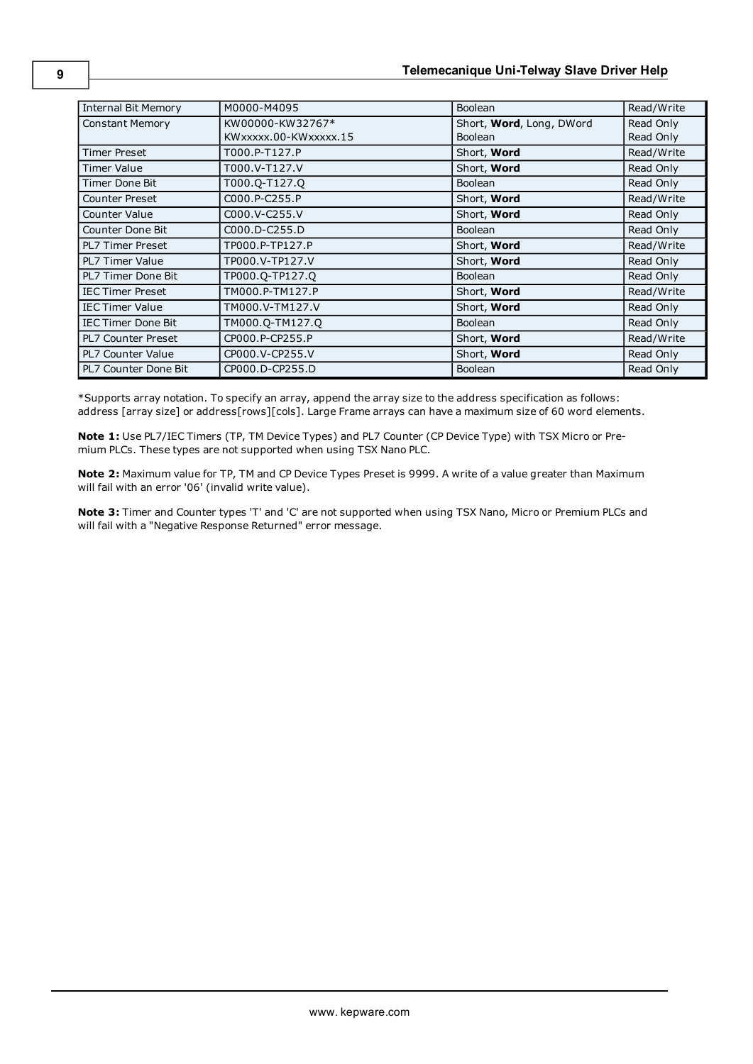| | | | |
|---|---|---|---|
| Internal Bit Memory | M0000-M4095 | Boolean | Read/Write |
| Constant Memory | KW00000-KW32767*<br>KWxxxxx.00-KWxxxxx.15 | Short, **Word**, Long, DWord<br>Boolean | Read Only<br>Read Only |
| Timer Preset | T000.P-T127.P | Short, **Word** | Read/Write |
| Timer Value | T000.V-T127.V | Short, **Word** | Read Only |
| Timer Done Bit | T000.Q-T127.Q | Boolean | Read Only |
| Counter Preset | C000.P-C255.P | Short, **Word** | Read/Write |
| Counter Value | C000.V-C255.V | Short, **Word** | Read Only |
| Counter Done Bit | C000.D-C255.D | Boolean | Read Only |
| PL7 Timer Preset | TP000.P-TP127.P | Short, **Word** | Read/Write |
| PL7 Timer Value | TP000.V-TP127.V | Short, **Word** | Read Only |
| PL7 Timer Done Bit | TP000.Q-TP127.Q | Boolean | Read Only |
| IEC Timer Preset | TM000.P-TM127.P | Short, **Word** | Read/Write |
| IEC Timer Value | TM000.V-TM127.V | Short, **Word** | Read Only |
| IEC Timer Done Bit | TM000.Q-TM127.Q | Boolean | Read Only |
| PL7 Counter Preset | CP000.P-CP255.P | Short, **Word** | Read/Write |
| PL7 Counter Value | CP000.V-CP255.V | Short, **Word** | Read Only |
| PL7 Counter Done Bit | CP000.D-CP255.D | Boolean | Read Only |

*Supports array notation. To specify an array, append the array size to the address specification as follows: address [array size] or address[rows][cols]. Large Frame arrays can have a maximum size of 60 word elements.

**Note 1:** Use PL7/IEC Timers (TP, TM Device Types) and PL7 Counter (CP Device Type) with TSX Micro or Premium PLCs. These types are not supported when using TSX Nano PLC.

**Note 2:** Maximum value for TP, TM and CP Device Types Preset is 9999. A write of a value greater than Maximum will fail with an error '06' (invalid write value).

**Note 3:** Timer and Counter types 'T' and 'C' are not supported when using TSX Nano, Micro or Premium PLCs and will fail with a "Negative Response Returned" error message.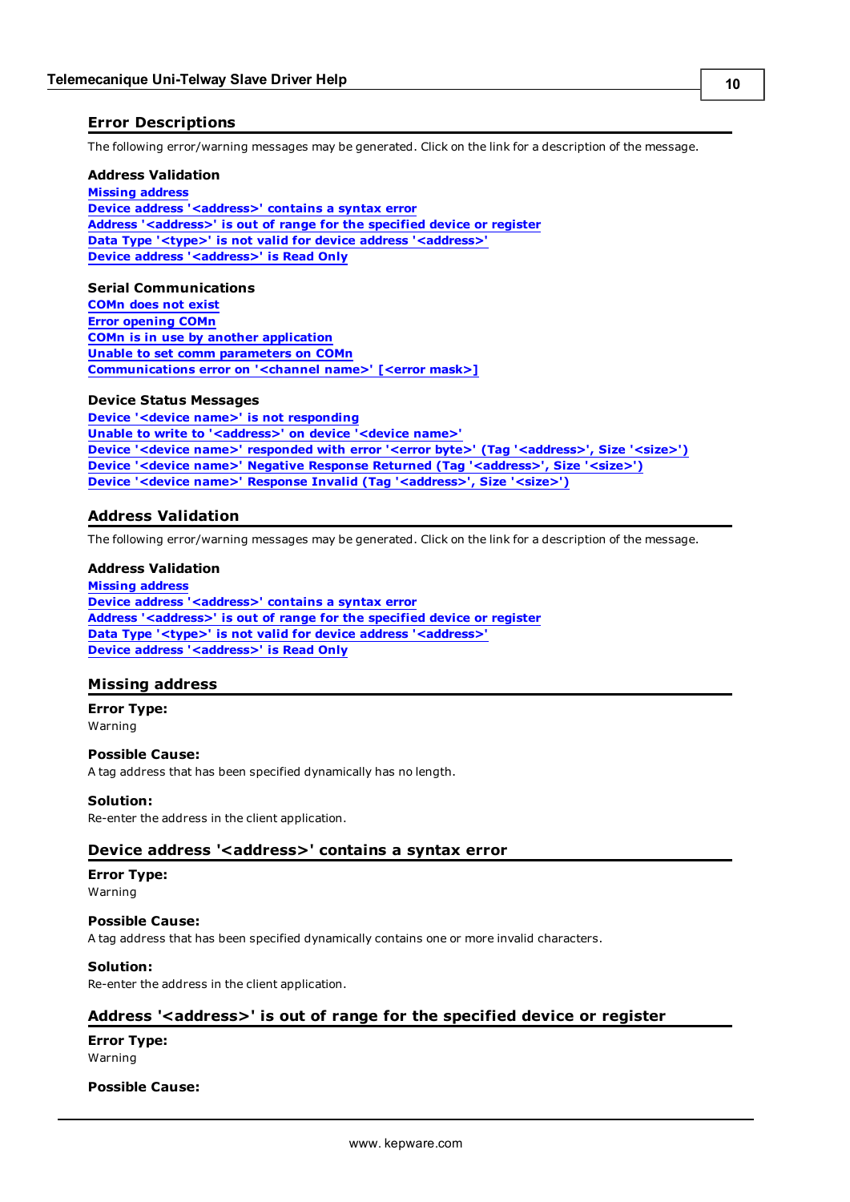## Error Descriptions

The following error/warning messages may be generated. Click on the link for a description of the message.

**Address Validation**

Missing address
Device address '<address>' contains a syntax error
Address '<address>' is out of range for the specified device or register
Data Type '<type>' is not valid for device address '<address>'
Device address '<address>' is Read Only

**Serial Communications**

COMn does not exist
Error opening COMn
COMn is in use by another application
Unable to set comm parameters on COMn
Communications error on '<channel name>' [<error mask>]

**Device Status Messages**

Device '<device name>' is not responding
Unable to write to '<address>' on device '<device name>'
Device '<device name>' responded with error '<error byte>' (Tag '<address>', Size '<size>')
Device '<device name>' Negative Response Returned (Tag '<address>', Size '<size>')
Device '<device name>' Response Invalid (Tag '<address>', Size '<size>')

## Address Validation

The following error/warning messages may be generated. Click on the link for a description of the message.

**Address Validation**

Missing address
Device address '<address>' contains a syntax error
Address '<address>' is out of range for the specified device or register
Data Type '<type>' is not valid for device address '<address>'
Device address '<address>' is Read Only

### Missing address

**Error Type:**
Warning

**Possible Cause:**
A tag address that has been specified dynamically has no length.

**Solution:**
Re-enter the address in the client application.

### Device address '<address>' contains a syntax error

**Error Type:**
Warning

**Possible Cause:**
A tag address that has been specified dynamically contains one or more invalid characters.

**Solution:**
Re-enter the address in the client application.

### Address '<address>' is out of range for the specified device or register

**Error Type:**
Warning

**Possible Cause:**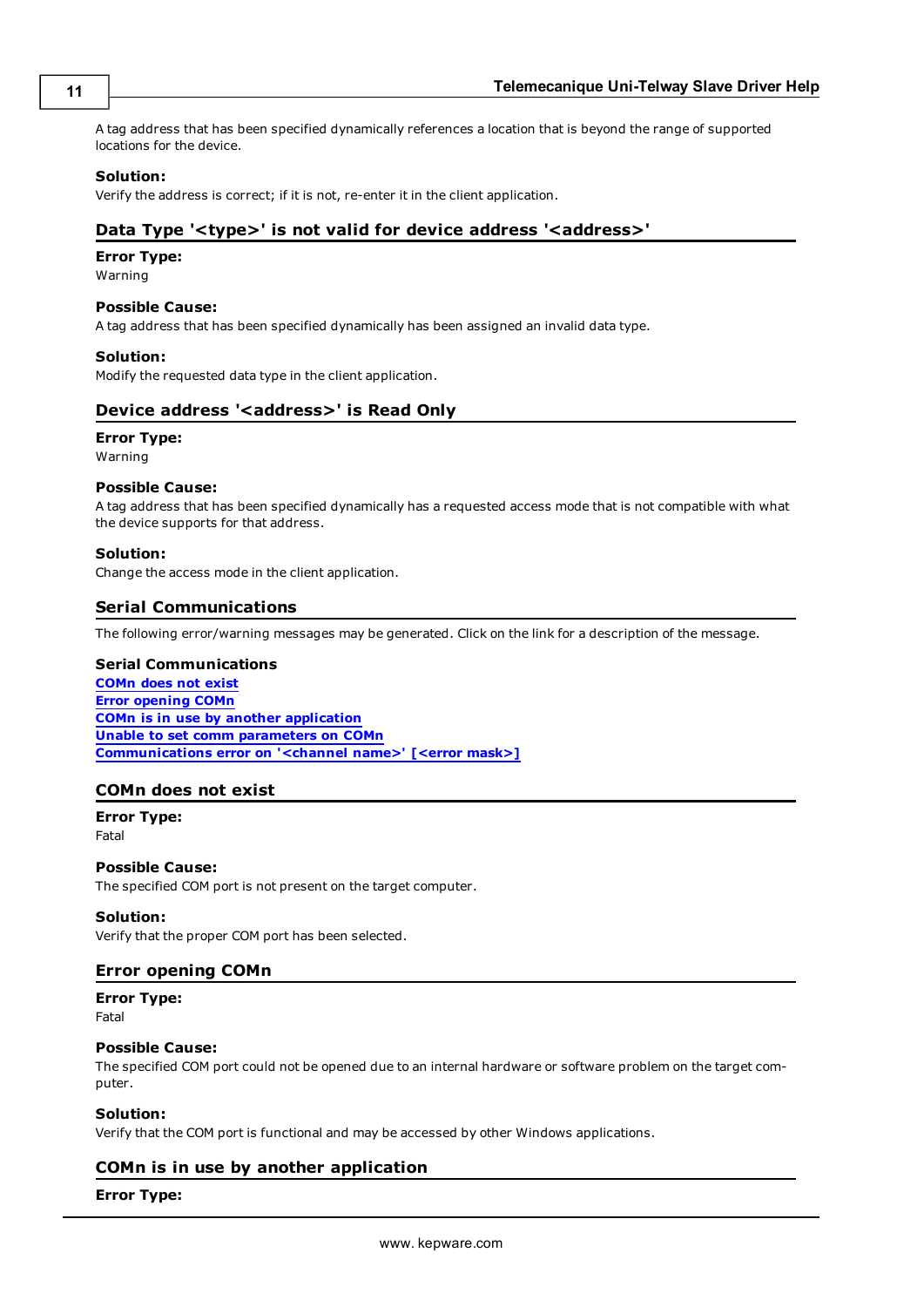A tag address that has been specified dynamically references a location that is beyond the range of supported locations for the device.

**Solution:**
Verify the address is correct; if it is not, re-enter it in the client application.

## Data Type '<type>' is not valid for device address '<address>'

**Error Type:**
Warning

**Possible Cause:**
A tag address that has been specified dynamically has been assigned an invalid data type.

**Solution:**
Modify the requested data type in the client application.

## Device address '<address>' is Read Only

**Error Type:**
Warning

**Possible Cause:**
A tag address that has been specified dynamically has a requested access mode that is not compatible with what the device supports for that address.

**Solution:**
Change the access mode in the client application.

## Serial Communications

The following error/warning messages may be generated. Click on the link for a description of the message.

**Serial Communications**
COMn does not exist
Error opening COMn
COMn is in use by another application
Unable to set comm parameters on COMn
Communications error on '<channel name>' [<error mask>]

## COMn does not exist

**Error Type:**
Fatal

**Possible Cause:**
The specified COM port is not present on the target computer.

**Solution:**
Verify that the proper COM port has been selected.

## Error opening COMn

**Error Type:**
Fatal

**Possible Cause:**
The specified COM port could not be opened due to an internal hardware or software problem on the target computer.

**Solution:**
Verify that the COM port is functional and may be accessed by other Windows applications.

## COMn is in use by another application

**Error Type:**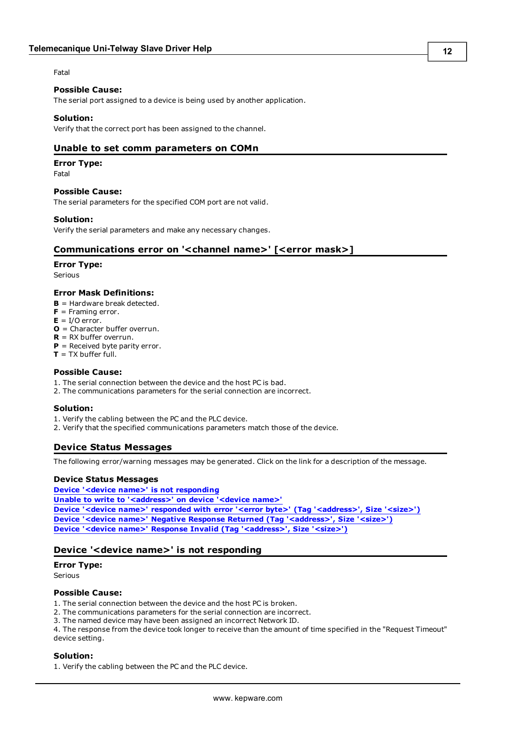Fatal

**Possible Cause:**
The serial port assigned to a device is being used by another application.

**Solution:**
Verify that the correct port has been assigned to the channel.

## Unable to set comm parameters on COMn

**Error Type:**
Fatal

**Possible Cause:**
The serial parameters for the specified COM port are not valid.

**Solution:**
Verify the serial parameters and make any necessary changes.

## Communications error on '<channel name>' [<error mask>]

**Error Type:**
Serious

**Error Mask Definitions:**
**B** = Hardware break detected.
**F** = Framing error.
**E** = I/O error.
**O** = Character buffer overrun.
**R** = RX buffer overrun.
**P** = Received byte parity error.
**T** = TX buffer full.

**Possible Cause:**
1. The serial connection between the device and the host PC is bad.
2. The communications parameters for the serial connection are incorrect.

**Solution:**
1. Verify the cabling between the PC and the PLC device.
2. Verify that the specified communications parameters match those of the device.

## Device Status Messages

The following error/warning messages may be generated. Click on the link for a description of the message.

**Device Status Messages**
**Device '<device name>' is not responding**
**Unable to write to '<address>' on device '<device name>'**
**Device '<device name>' responded with error '<error byte>' (Tag '<address>', Size '<size>')**
**Device '<device name>' Negative Response Returned (Tag '<address>', Size '<size>')**
**Device '<device name>' Response Invalid (Tag '<address>', Size '<size>')**

## Device '<device name>' is not responding

**Error Type:**
Serious

**Possible Cause:**
1. The serial connection between the device and the host PC is broken.
2. The communications parameters for the serial connection are incorrect.
3. The named device may have been assigned an incorrect Network ID.
4. The response from the device took longer to receive than the amount of time specified in the "Request Timeout" device setting.

**Solution:**
1. Verify the cabling between the PC and the PLC device.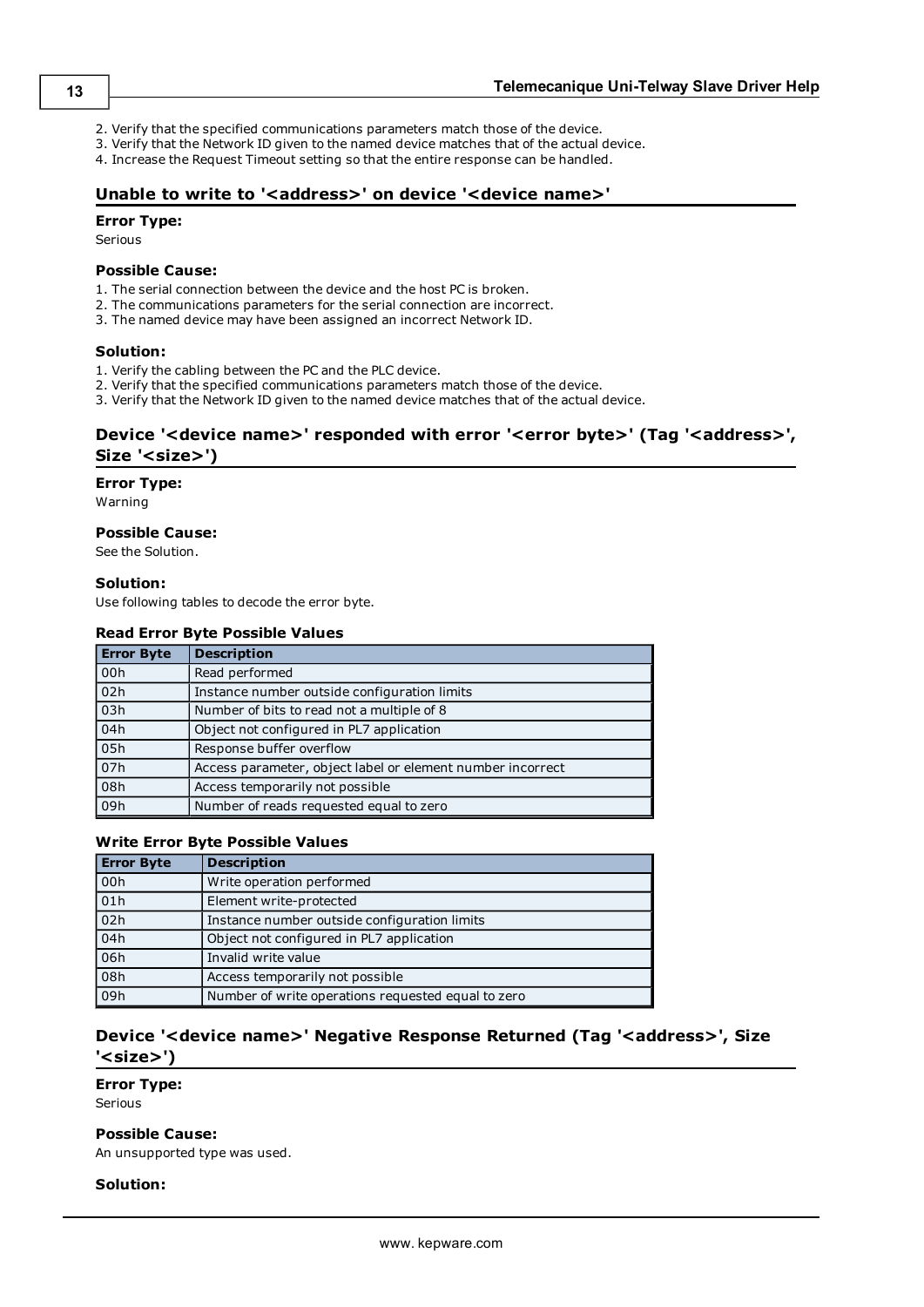2. Verify that the specified communications parameters match those of the device.
3. Verify that the Network ID given to the named device matches that of the actual device.
4. Increase the Request Timeout setting so that the entire response can be handled.

## Unable to write to '<address>' on device '<device name>'

**Error Type:**
Serious

**Possible Cause:**
1. The serial connection between the device and the host PC is broken.
2. The communications parameters for the serial connection are incorrect.
3. The named device may have been assigned an incorrect Network ID.

**Solution:**
1. Verify the cabling between the PC and the PLC device.
2. Verify that the specified communications parameters match those of the device.
3. Verify that the Network ID given to the named device matches that of the actual device.

## Device '<device name>' responded with error '<error byte>' (Tag '<address>', Size '<size>')

**Error Type:**
Warning

**Possible Cause:**
See the Solution.

**Solution:**
Use following tables to decode the error byte.

**Read Error Byte Possible Values**

| Error Byte | Description |
|---|---|
| 00h | Read performed |
| 02h | Instance number outside configuration limits |
| 03h | Number of bits to read not a multiple of 8 |
| 04h | Object not configured in PL7 application |
| 05h | Response buffer overflow |
| 07h | Access parameter, object label or element number incorrect |
| 08h | Access temporarily not possible |
| 09h | Number of reads requested equal to zero |

**Write Error Byte Possible Values**

| Error Byte | Description |
|---|---|
| 00h | Write operation performed |
| 01h | Element write-protected |
| 02h | Instance number outside configuration limits |
| 04h | Object not configured in PL7 application |
| 06h | Invalid write value |
| 08h | Access temporarily not possible |
| 09h | Number of write operations requested equal to zero |

## Device '<device name>' Negative Response Returned (Tag '<address>', Size '<size>')

**Error Type:**
Serious

**Possible Cause:**
An unsupported type was used.

**Solution:**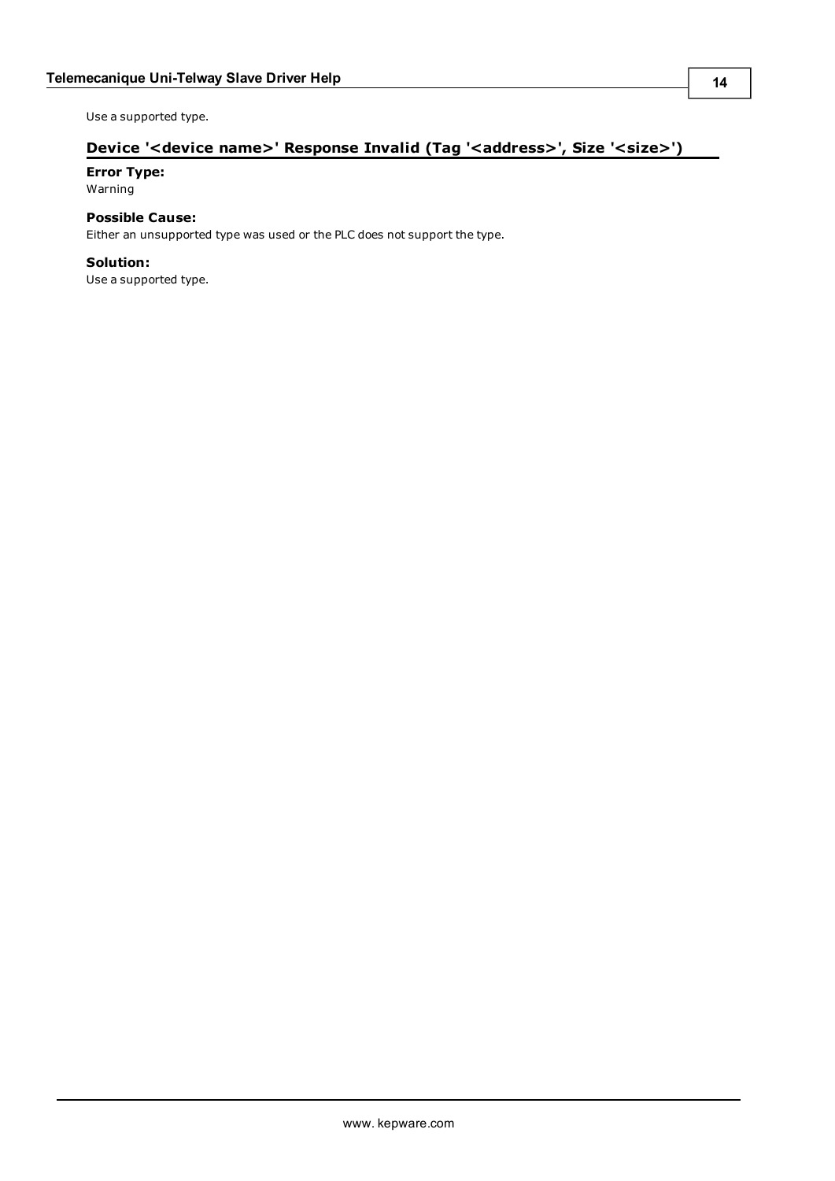Use a supported type.

## Device '<device name>' Response Invalid (Tag '<address>', Size '<size>')

**Error Type:**
Warning

**Possible Cause:**
Either an unsupported type was used or the PLC does not support the type.

**Solution:**
Use a supported type.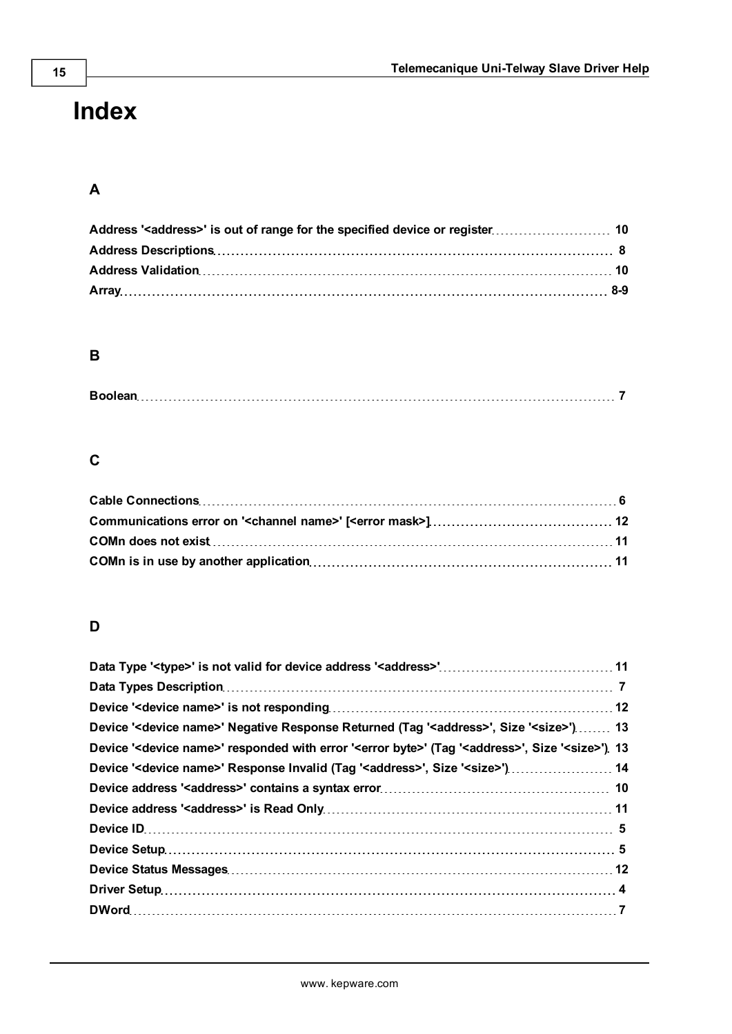# Index

## A

Address '<address>' is out of range for the specified device or register 10
Address Descriptions 8
Address Validation 10
Array 8-9

## B

Boolean 7

## C

Cable Connections 6
Communications error on '<channel name>' [<error mask>] 12
COMn does not exist 11
COMn is in use by another application 11

## D

Data Type '<type>' is not valid for device address '<address>' 11
Data Types Description 7
Device '<device name>' is not responding 12
Device '<device name>' Negative Response Returned (Tag '<address>', Size '<size>') 13
Device '<device name>' responded with error '<error byte>' (Tag '<address>', Size '<size>') 13
Device '<device name>' Response Invalid (Tag '<address>', Size '<size>') 14
Device address '<address>' contains a syntax error 10
Device address '<address>' is Read Only 11
Device ID 5
Device Setup 5
Device Status Messages 12
Driver Setup 4
DWord 7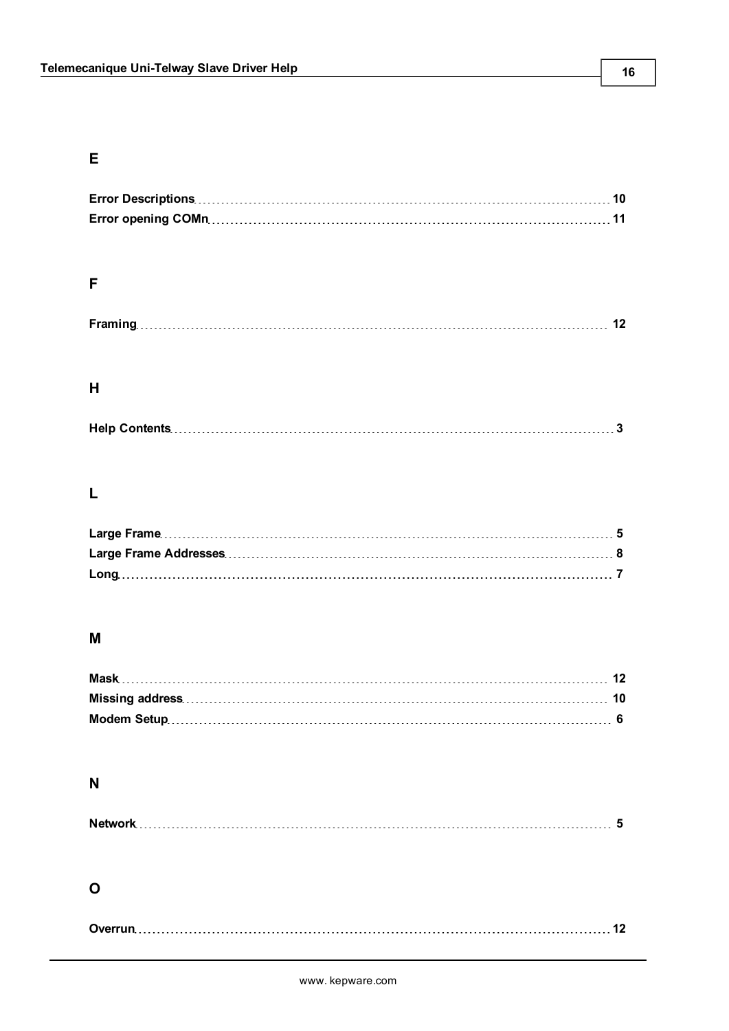## E

**Error Descriptions** ........ 10
**Error opening COMn** ........ 11

## F

**Framing** ........ 12

## H

**Help Contents** ........ 3

## L

**Large Frame** ........ 5
**Large Frame Addresses** ........ 8
**Long** ........ 7

## M

**Mask** ........ 12
**Missing address** ........ 10
**Modem Setup** ........ 6

## N

**Network** ........ 5

## O

**Overrun** ........ 12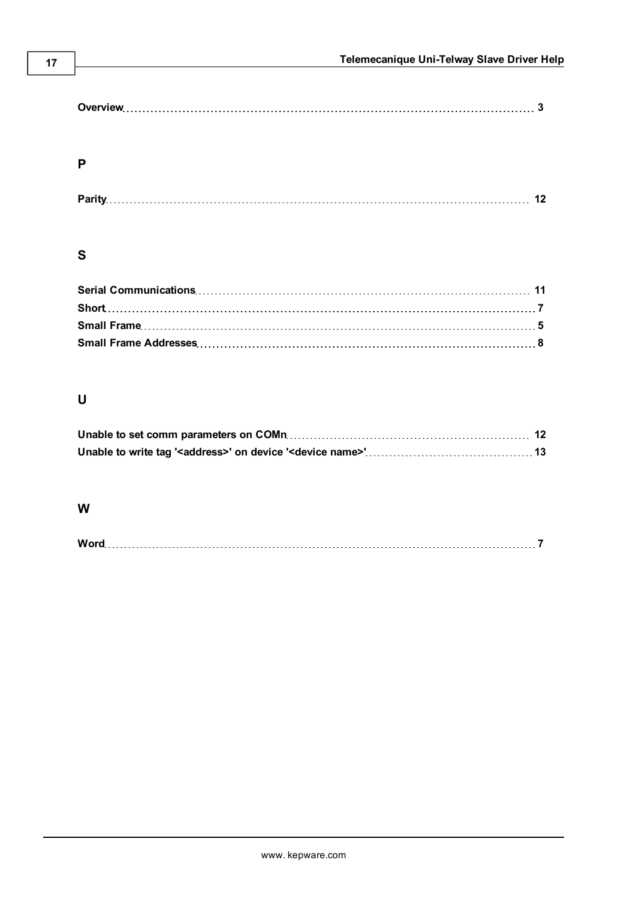**Overview** ........................................................................................................ 3

## P

**Parity** ........................................................................................................ 12

## S

**Serial Communications** ........................................................................................ 11
**Short** ........................................................................................................ 7
**Small Frame** ................................................................................................... 5
**Small Frame Addresses** ......................................................................................... 8

## U

**Unable to set comm parameters on COMn** ......................................................................... 12
**Unable to write tag '<address>' on device '<device name>'** ....................................................... 13

## W

**Word** ......................................................................................................... 7